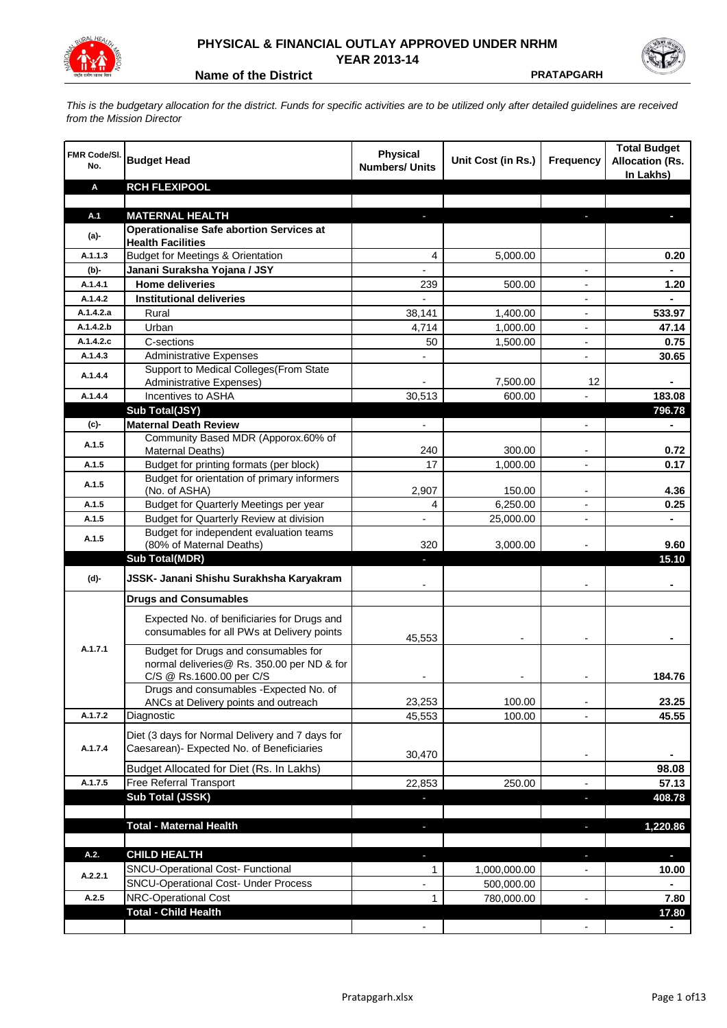# PHYSICAL & FINANCIAL OUTLAY APPROVED UNDER NRHM

## YEAR 2013-14

**Name of the District** **PRATAPGARH**

*This is the budgetary allocation for the district. Funds for specific activities are to be utilized only after detailed guidelines are received from the Mission Director*

| FMR Code/Sl. No. | Budget Head | Physical Numbers/ Units | Unit Cost (in Rs.) | Frequency | Total Budget Allocation (Rs. In Lakhs) |
|---|---|---|---|---|---|
| **A** | **RCH FLEXIPOOL** | | | | |
| | | | | | |
| **A.1** | **MATERNAL HEALTH** | - | | - | - |
| **(a)-** | **Operationalise Safe abortion Services at Health Facilities** | | | | |
| A.1.1.3 | Budget for Meetings & Orientation | 4 | 5,000.00 | | 0.20 |
| **(b)-** | **Janani Suraksha Yojana / JSY** | - | | - | - |
| A.1.4.1 | **Home deliveries** | 239 | 500.00 | - | 1.20 |
| A.1.4.2 | **Institutional deliveries** | - | | - | - |
| A.1.4.2.a | Rural | 38,141 | 1,400.00 | - | 533.97 |
| A.1.4.2.b | Urban | 4,714 | 1,000.00 | - | 47.14 |
| A.1.4.2.c | C-sections | 50 | 1,500.00 | - | 0.75 |
| A.1.4.3 | Administrative Expenses | - | | - | 30.65 |
| A.1.4.4 | Support to Medical Colleges(From State Administrative Expenses) | - | 7,500.00 | 12 | - |
| A.1.4.4 | Incentives to ASHA | 30,513 | 600.00 | - | 183.08 |
| | **Sub Total(JSY)** | | | | **796.78** |
| **(c)-** | **Maternal Death Review** | - | | - | - |
| A.1.5 | Community Based MDR (Apporox.60% of Maternal Deaths) | 240 | 300.00 | - | 0.72 |
| A.1.5 | Budget for printing formats (per block) | 17 | 1,000.00 | - | 0.17 |
| A.1.5 | Budget for orientation of primary informers (No. of ASHA) | 2,907 | 150.00 | - | 4.36 |
| A.1.5 | Budget for Quarterly Meetings per year | 4 | 6,250.00 | - | 0.25 |
| A.1.5 | Budget for Quarterly Review at division | - | 25,000.00 | - | - |
| A.1.5 | Budget for independent evaluation teams (80% of Maternal Deaths) | 320 | 3,000.00 | - | 9.60 |
| | **Sub Total(MDR)** | - | | | **15.10** |
| **(d)-** | **JSSK- Janani Shishu Surakhsha Karyakram** | - | | - | - |
| | **Drugs and Consumables** | | | | |
| A.1.7.1 | Expected No. of benificiaries for Drugs and consumables for all PWs at Delivery points | 45,553 | - | - | - |
| | Budget for Drugs and consumables for normal deliveries@ Rs. 350.00 per ND & for C/S @ Rs.1600.00 per C/S | - | - | - | 184.76 |
| | Drugs and consumables -Expected No. of ANCs at Delivery points and outreach | 23,253 | 100.00 | - | 23.25 |
| A.1.7.2 | Diagnostic | 45,553 | 100.00 | - | 45.55 |
| A.1.7.4 | Diet (3 days for Normal Delivery and 7 days for Caesarean)- Expected No. of Beneficiaries | 30,470 | | - | - |
| | Budget Allocated for Diet (Rs. In Lakhs) | | | | 98.08 |
| A.1.7.5 | Free Referral Transport | 22,853 | 250.00 | - | 57.13 |
| | **Sub Total (JSSK)** | - | | - | **408.78** |
| | | | | | |
| | **Total - Maternal Health** | - | | - | **1,220.86** |
| | | | | | |
| **A.2.** | **CHILD HEALTH** | - | | - | - |
| A.2.2.1 | SNCU-Operational Cost- Functional | 1 | 1,000,000.00 | - | 10.00 |
| | SNCU-Operational Cost- Under Process | - | 500,000.00 | | - |
| A.2.5 | NRC-Operational Cost | 1 | 780,000.00 | - | 7.80 |
| | **Total - Child Health** | | | | **17.80** |
| | | - | | - | - |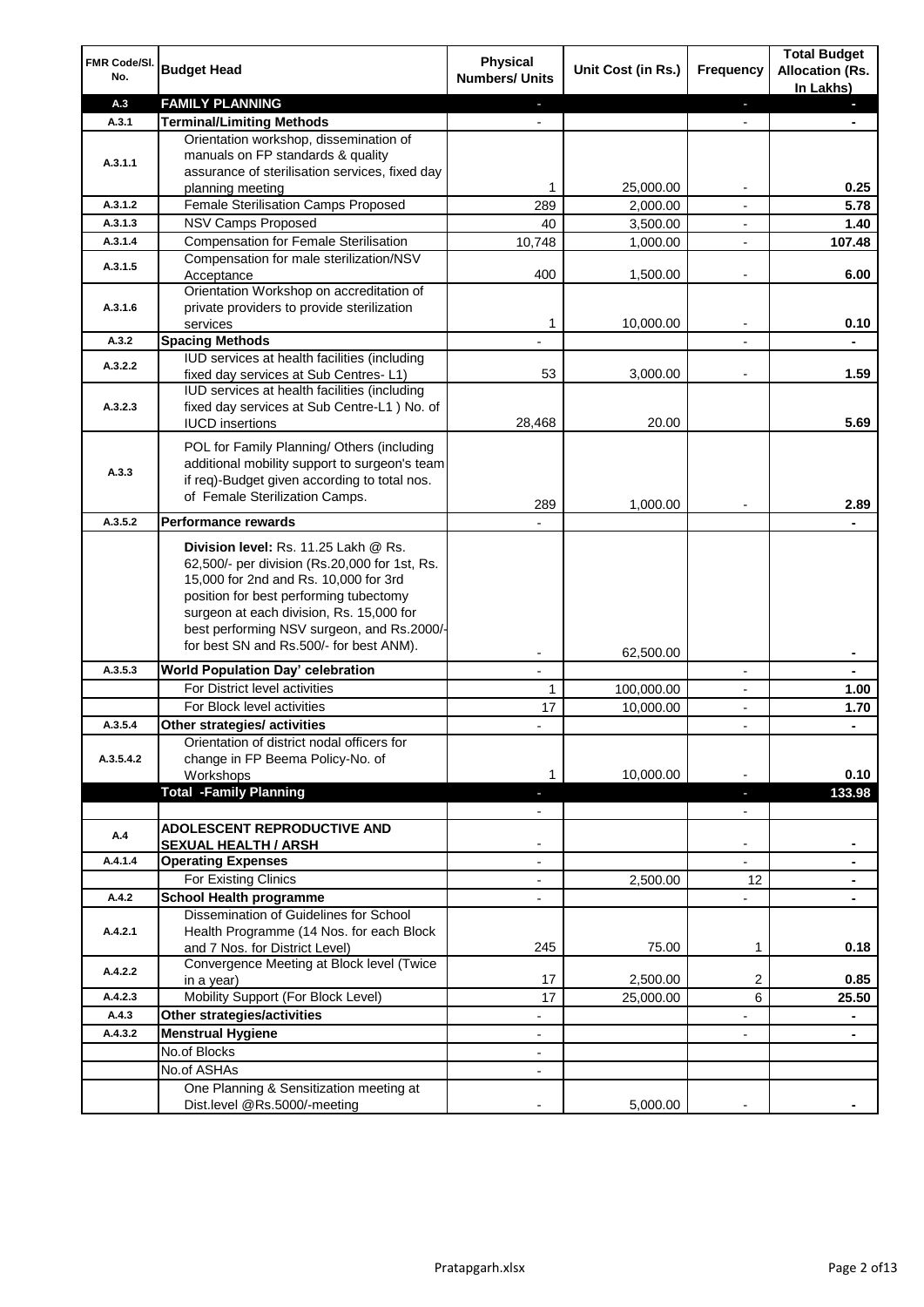| FMR Code/Sl. No. | Budget Head | Physical Numbers/ Units | Unit Cost (in Rs.) | Frequency | Total Budget Allocation (Rs. In Lakhs) |
|---|---|---|---|---|---|
| A.3 | **FAMILY PLANNING** | - | | - | - |
| A.3.1 | **Terminal/Limiting Methods** | - | | - | - |
| A.3.1.1 | Orientation workshop, dissemination of manuals on FP standards & quality assurance of sterilisation services, fixed day planning meeting | 1 | 25,000.00 | - | 0.25 |
| A.3.1.2 | Female Sterilisation Camps Proposed | 289 | 2,000.00 | - | 5.78 |
| A.3.1.3 | NSV Camps Proposed | 40 | 3,500.00 | - | 1.40 |
| A.3.1.4 | Compensation for Female Sterilisation | 10,748 | 1,000.00 | - | 107.48 |
| A.3.1.5 | Compensation for male sterilization/NSV Acceptance | 400 | 1,500.00 | - | 6.00 |
| A.3.1.6 | Orientation Workshop on accreditation of private providers to provide sterilization services | 1 | 10,000.00 | - | 0.10 |
| A.3.2 | **Spacing Methods** | - | | - | - |
| A.3.2.2 | IUD services at health facilities (including fixed day services at Sub Centres- L1) | 53 | 3,000.00 | - | 1.59 |
| A.3.2.3 | IUD services at health facilities (including fixed day services at Sub Centre-L1 ) No. of IUCD insertions | 28,468 | 20.00 | | 5.69 |
| A.3.3 | POL for Family Planning/ Others (including additional mobility support to surgeon's team if req)-Budget given according to total nos. of Female Sterilization Camps. | 289 | 1,000.00 | - | 2.89 |
| A.3.5.2 | **Performance rewards** | - | | | - |
| | **Division level:** Rs. 11.25 Lakh @ Rs. 62,500/- per division (Rs.20,000 for 1st, Rs. 15,000 for 2nd and Rs. 10,000 for 3rd position for best performing tubectomy surgeon at each division, Rs. 15,000 for best performing NSV surgeon, and Rs.2000/- for best SN and Rs.500/- for best ANM). | - | 62,500.00 | | - |
| A.3.5.3 | **World Population Day' celebration** | - | | - | - |
| | For District level activities | 1 | 100,000.00 | - | 1.00 |
| | For Block level activities | 17 | 10,000.00 | - | 1.70 |
| A.3.5.4 | **Other strategies/ activities** | - | | - | - |
| A.3.5.4.2 | Orientation of district nodal officers for change in FP Beema Policy-No. of Workshops | 1 | 10,000.00 | - | 0.10 |
| | **Total -Family Planning** | - | | - | **133.98** |
| | | - | | - | |
| A.4 | **ADOLESCENT REPRODUCTIVE AND SEXUAL HEALTH / ARSH** | - | | - | - |
| A.4.1.4 | **Operating Expenses** | - | | - | - |
| | For Existing Clinics | - | 2,500.00 | 12 | - |
| A.4.2 | **School Health programme** | - | | - | - |
| A.4.2.1 | Dissemination of Guidelines for School Health Programme (14 Nos. for each Block and 7 Nos. for District Level) | 245 | 75.00 | 1 | 0.18 |
| A.4.2.2 | Convergence Meeting at Block level (Twice in a year) | 17 | 2,500.00 | 2 | 0.85 |
| A.4.2.3 | Mobility Support (For Block Level) | 17 | 25,000.00 | 6 | 25.50 |
| A.4.3 | **Other strategies/activities** | - | | - | - |
| A.4.3.2 | **Menstrual Hygiene** | - | | - | - |
| | No.of Blocks | - | | | |
| | No.of ASHAs | - | | | |
| | One Planning & Sensitization meeting at Dist.level @Rs.5000/-meeting | - | 5,000.00 | - | - |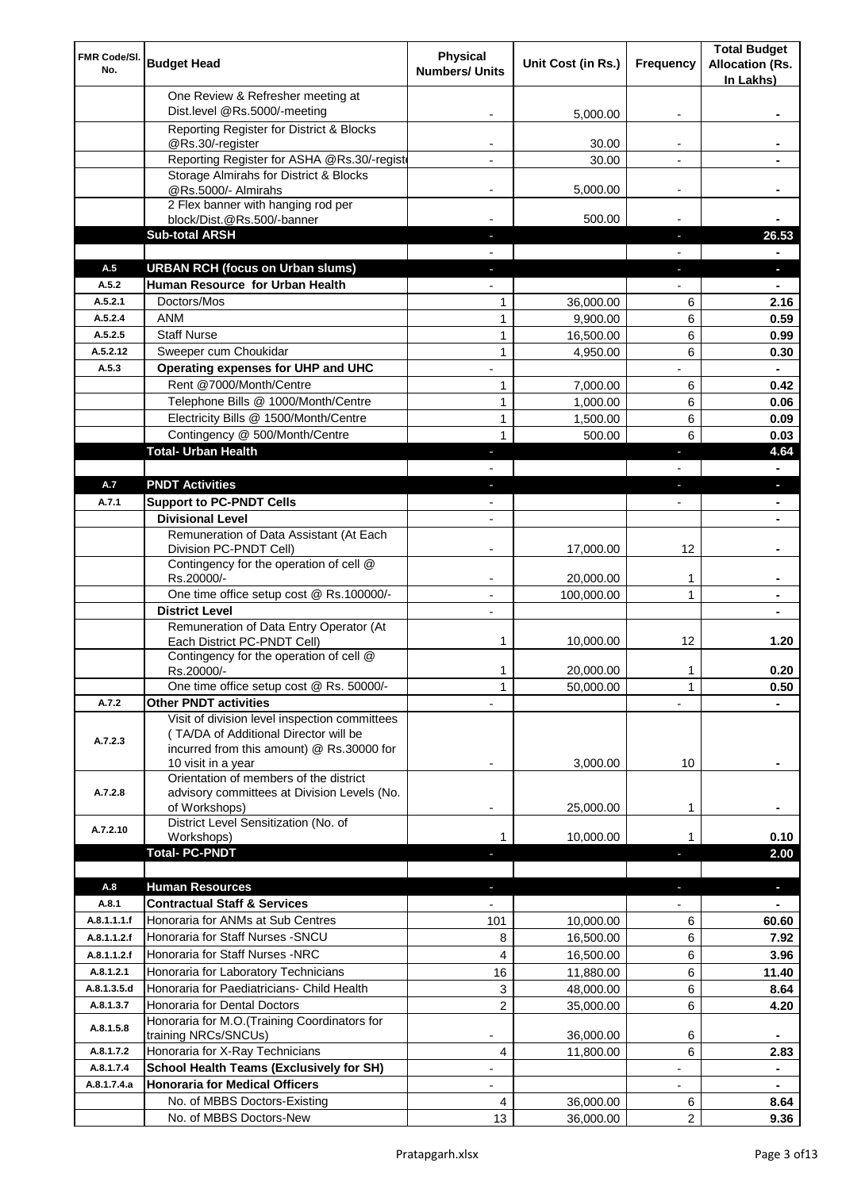| FMR Code/Sl. No. | Budget Head | Physical Numbers/ Units | Unit Cost (in Rs.) | Frequency | Total Budget Allocation (Rs. In Lakhs) |
|---|---|---|---|---|---|
| | One Review & Refresher meeting at Dist.level @Rs.5000/-meeting | - | 5,000.00 | - | - |
| | Reporting Register for District & Blocks @Rs.30/-register | - | 30.00 | - | - |
| | Reporting Register for ASHA @Rs.30/-registe | - | 30.00 | - | - |
| | Storage Almirahs for District & Blocks @Rs.5000/- Almirahs | - | 5,000.00 | - | - |
| | 2 Flex banner with hanging rod per block/Dist.@Rs.500/-banner | - | 500.00 | - | - |
| | **Sub-total ARSH** | - | | - | **26.53** |
| | | - | | - | - |
| **A.5** | **URBAN RCH (focus on Urban slums)** | - | | - | - |
| **A.5.2** | **Human Resource for Urban Health** | - | | - | - |
| A.5.2.1 | Doctors/Mos | 1 | 36,000.00 | 6 | **2.16** |
| A.5.2.4 | ANM | 1 | 9,900.00 | 6 | **0.59** |
| A.5.2.5 | Staff Nurse | 1 | 16,500.00 | 6 | **0.99** |
| A.5.2.12 | Sweeper cum Choukidar | 1 | 4,950.00 | 6 | **0.30** |
| **A.5.3** | **Operating expenses for UHP and UHC** | - | | - | - |
| | Rent @7000/Month/Centre | 1 | 7,000.00 | 6 | **0.42** |
| | Telephone Bills @ 1000/Month/Centre | 1 | 1,000.00 | 6 | **0.06** |
| | Electricity Bills @ 1500/Month/Centre | 1 | 1,500.00 | 6 | **0.09** |
| | Contingency @ 500/Month/Centre | 1 | 500.00 | 6 | **0.03** |
| | **Total- Urban Health** | - | | - | **4.64** |
| | | - | | - | - |
| **A.7** | **PNDT Activities** | - | | - | - |
| **A.7.1** | **Support to PC-PNDT Cells** | - | | - | - |
| | **Divisional Level** | - | | | - |
| | Remuneration of Data Assistant (At Each Division PC-PNDT Cell) | - | 17,000.00 | 12 | - |
| | Contingency for the operation of cell @ Rs.20000/- | - | 20,000.00 | 1 | - |
| | One time office setup cost @ Rs.100000/- | - | 100,000.00 | 1 | - |
| | **District Level** | - | | | - |
| | Remuneration of Data Entry Operator (At Each District PC-PNDT Cell) | 1 | 10,000.00 | 12 | **1.20** |
| | Contingency for the operation of cell @ Rs.20000/- | 1 | 20,000.00 | 1 | **0.20** |
| | One time office setup cost @ Rs. 50000/- | 1 | 50,000.00 | 1 | **0.50** |
| **A.7.2** | **Other PNDT activities** | - | | - | - |
| A.7.2.3 | Visit of division level inspection committees ( TA/DA of Additional Director will be incurred from this amount) @ Rs.30000 for 10 visit in a year | - | 3,000.00 | 10 | - |
| A.7.2.8 | Orientation of members of the district advisory committees at Division Levels (No. of Workshops) | - | 25,000.00 | 1 | - |
| A.7.2.10 | District Level Sensitization (No. of Workshops) | 1 | 10,000.00 | 1 | **0.10** |
| | **Total- PC-PNDT** | - | | - | **2.00** |
| | | | | | |
| **A.8** | **Human Resources** | - | | - | - |
| **A.8.1** | **Contractual Staff & Services** | - | | - | - |
| A.8.1.1.1.f | Honoraria for ANMs at Sub Centres | 101 | 10,000.00 | 6 | **60.60** |
| A.8.1.1.2.f | Honoraria for Staff Nurses -SNCU | 8 | 16,500.00 | 6 | **7.92** |
| A.8.1.1.2.f | Honoraria for Staff Nurses -NRC | 4 | 16,500.00 | 6 | **3.96** |
| A.8.1.2.1 | Honoraria for Laboratory Technicians | 16 | 11,880.00 | 6 | **11.40** |
| A.8.1.3.5.d | Honoraria for Paediatricians- Child Health | 3 | 48,000.00 | 6 | **8.64** |
| A.8.1.3.7 | Honoraria for Dental Doctors | 2 | 35,000.00 | 6 | **4.20** |
| A.8.1.5.8 | Honoraria for M.O.(Training Coordinators for training NRCs/SNCUs) | - | 36,000.00 | 6 | - |
| A.8.1.7.2 | Honoraria for X-Ray Technicians | 4 | 11,800.00 | 6 | **2.83** |
| A.8.1.7.4 | **School Health Teams (Exclusively for SH)** | - | | - | - |
| A.8.1.7.4.a | **Honoraria for Medical Officers** | - | | - | - |
| | No. of MBBS Doctors-Existing | 4 | 36,000.00 | 6 | **8.64** |
| | No. of MBBS Doctors-New | 13 | 36,000.00 | 2 | **9.36** |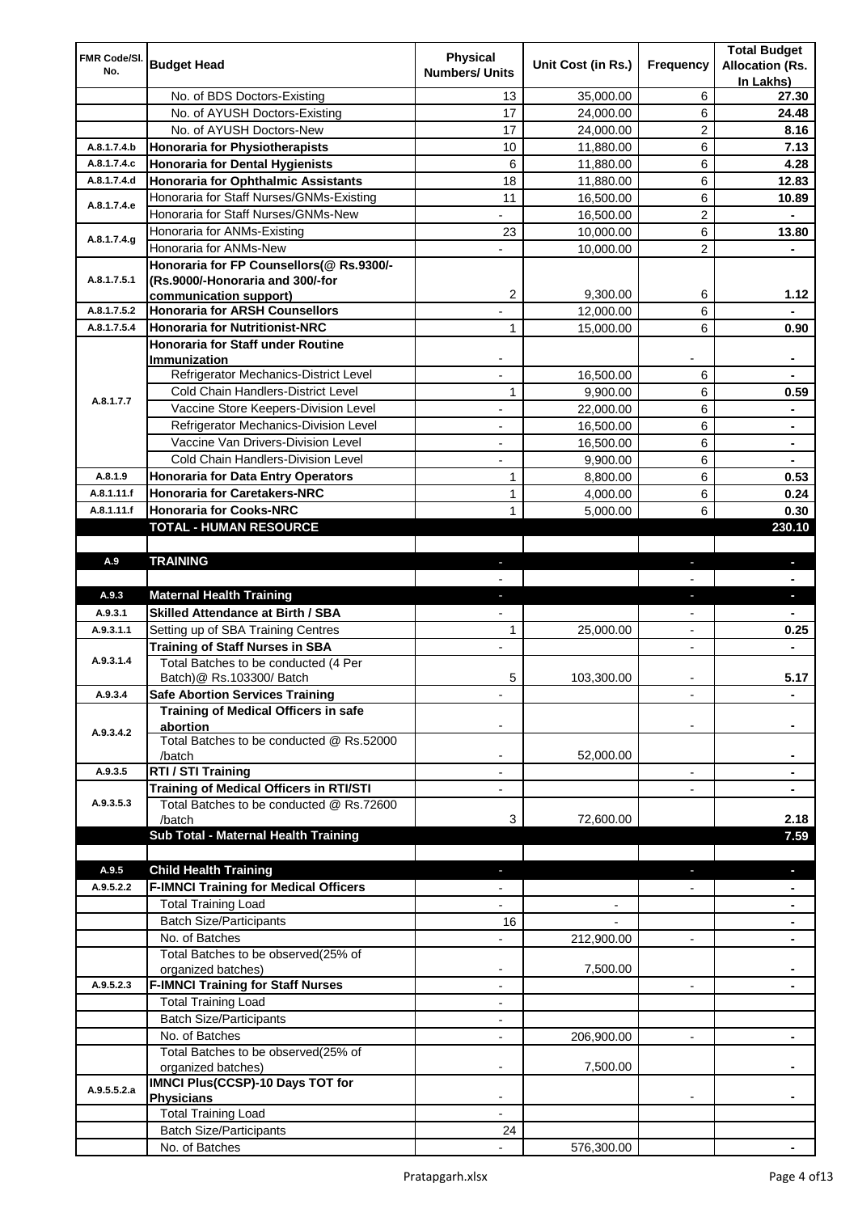| FMR Code/Sl. No. | Budget Head | Physical Numbers/ Units | Unit Cost (in Rs.) | Frequency | Total Budget Allocation (Rs. In Lakhs) |
|---|---|---|---|---|---|
| | No. of BDS Doctors-Existing | 13 | 35,000.00 | 6 | **27.30** |
| | No. of AYUSH Doctors-Existing | 17 | 24,000.00 | 6 | **24.48** |
| | No. of AYUSH Doctors-New | 17 | 24,000.00 | 2 | **8.16** |
| A.8.1.7.4.b | **Honoraria for Physiotherapists** | 10 | 11,880.00 | 6 | **7.13** |
| A.8.1.7.4.c | **Honoraria for Dental Hygienists** | 6 | 11,880.00 | 6 | **4.28** |
| A.8.1.7.4.d | **Honoraria for Ophthalmic Assistants** | 18 | 11,880.00 | 6 | **12.83** |
| A.8.1.7.4.e | Honoraria for Staff Nurses/GNMs-Existing | 11 | 16,500.00 | 6 | **10.89** |
| | Honoraria for Staff Nurses/GNMs-New | - | 16,500.00 | 2 | **-** |
| A.8.1.7.4.g | Honoraria for ANMs-Existing | 23 | 10,000.00 | 6 | **13.80** |
| | Honoraria for ANMs-New | - | 10,000.00 | 2 | **-** |
| A.8.1.7.5.1 | **Honoraria for FP Counsellors(@ Rs.9300/- (Rs.9000/-Honoraria and 300/-for communication support)** | 2 | 9,300.00 | 6 | **1.12** |
| A.8.1.7.5.2 | **Honoraria for ARSH Counsellors** | - | 12,000.00 | 6 | **-** |
| A.8.1.7.5.4 | **Honoraria for Nutritionist-NRC** | 1 | 15,000.00 | 6 | **0.90** |
| A.8.1.7.7 | **Honoraria for Staff under Routine Immunization** | - | | - | **-** |
| | Refrigerator Mechanics-District Level | - | 16,500.00 | 6 | **-** |
| | Cold Chain Handlers-District Level | 1 | 9,900.00 | 6 | **0.59** |
| | Vaccine Store Keepers-Division Level | - | 22,000.00 | 6 | **-** |
| | Refrigerator Mechanics-Division Level | - | 16,500.00 | 6 | **-** |
| | Vaccine Van Drivers-Division Level | - | 16,500.00 | 6 | **-** |
| | Cold Chain Handlers-Division Level | - | 9,900.00 | 6 | **-** |
| A.8.1.9 | **Honoraria for Data Entry Operators** | 1 | 8,800.00 | 6 | **0.53** |
| A.8.1.11.f | **Honoraria for Caretakers-NRC** | 1 | 4,000.00 | 6 | **0.24** |
| A.8.1.11.f | **Honoraria for Cooks-NRC** | 1 | 5,000.00 | 6 | **0.30** |
| | **TOTAL - HUMAN RESOURCE** | | | | **230.10** |
| | | | | | |
| A.9 | **TRAINING** | - | | - | **-** |
| | | - | | - | **-** |
| A.9.3 | **Maternal Health Training** | - | | - | **-** |
| A.9.3.1 | **Skilled Attendance at Birth / SBA** | - | | - | **-** |
| A.9.3.1.1 | Setting up of SBA Training Centres | 1 | 25,000.00 | - | **0.25** |
| A.9.3.1.4 | **Training of Staff Nurses in SBA** | - | | - | **-** |
| | Total Batches to be conducted (4 Per Batch)@ Rs.103300/ Batch | 5 | 103,300.00 | - | **5.17** |
| A.9.3.4 | **Safe Abortion Services Training** | - | | - | **-** |
| A.9.3.4.2 | **Training of Medical Officers in safe abortion** | - | | - | **-** |
| | Total Batches to be conducted @ Rs.52000 /batch | - | 52,000.00 | | **-** |
| A.9.3.5 | **RTI / STI Training** | - | | - | **-** |
| A.9.3.5.3 | **Training of Medical Officers in RTI/STI** | - | | - | **-** |
| | Total Batches to be conducted @ Rs.72600 /batch | 3 | 72,600.00 | | **2.18** |
| | **Sub Total - Maternal Health Training** | | | | **7.59** |
| | | | | | |
| A.9.5 | **Child Health Training** | - | | - | **-** |
| A.9.5.2.2 | **F-IMNCI Training for Medical Officers** | - | | - | **-** |
| | Total Training Load | - | - | | **-** |
| | Batch Size/Participants | 16 | - | | **-** |
| | No. of Batches | - | 212,900.00 | - | **-** |
| | Total Batches to be observed(25% of organized batches) | - | 7,500.00 | | **-** |
| A.9.5.2.3 | **F-IMNCI Training for Staff Nurses** | - | | - | **-** |
| | Total Training Load | - | | | |
| | Batch Size/Participants | - | | | |
| | No. of Batches | - | 206,900.00 | - | **-** |
| | Total Batches to be observed(25% of organized batches) | - | 7,500.00 | | **-** |
| A.9.5.5.2.a | **IMNCI Plus(CCSP)-10 Days TOT for Physicians** | - | | - | **-** |
| | Total Training Load | - | | | |
| | Batch Size/Participants | 24 | | | |
| | No. of Batches | - | 576,300.00 | | **-** |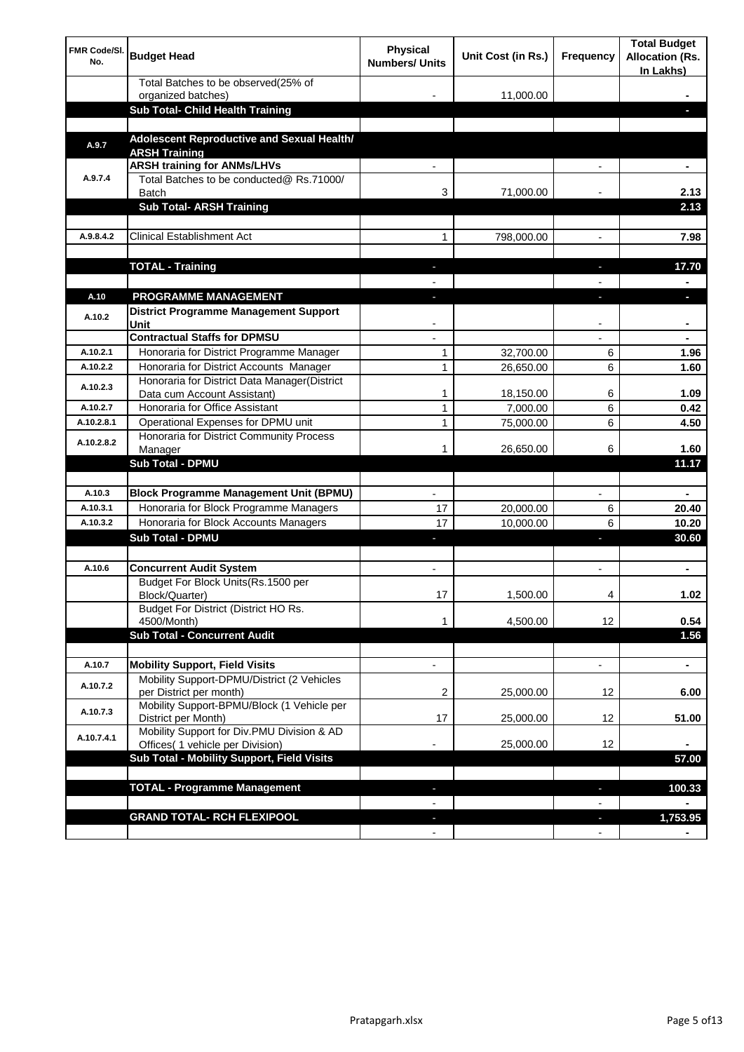| FMR Code/Sl. No. | Budget Head | Physical Numbers/ Units | Unit Cost (in Rs.) | Frequency | Total Budget Allocation (Rs. In Lakhs) |
|---|---|---|---|---|---|
| | Total Batches to be observed(25% of organized batches) | - | 11,000.00 | | - |
| | **Sub Total- Child Health Training** | | | | - |
| | | | | | |
| A.9.7 | **Adolescent Reproductive and Sexual Health/ ARSH Training** | | | | |
| A.9.7.4 | **ARSH training for ANMs/LHVs** | - | | - | - |
| | Total Batches to be conducted@ Rs.71000/ Batch | 3 | 71,000.00 | - | 2.13 |
| | **Sub Total- ARSH Training** | | | | **2.13** |
| | | | | | |
| A.9.8.4.2 | Clinical Establishment Act | 1 | 798,000.00 | - | 7.98 |
| | | | | | |
| | **TOTAL - Training** | - | | - | **17.70** |
| | | - | | - | - |
| A.10 | **PROGRAMME MANAGEMENT** | - | | - | - |
| A.10.2 | **District Programme Management Support Unit** | - | | - | - |
| | **Contractual Staffs for DPMSU** | - | | - | - |
| A.10.2.1 | Honoraria for District Programme Manager | 1 | 32,700.00 | 6 | 1.96 |
| A.10.2.2 | Honoraria for District Accounts Manager | 1 | 26,650.00 | 6 | 1.60 |
| A.10.2.3 | Honoraria for District Data Manager(District Data cum Account Assistant) | 1 | 18,150.00 | 6 | 1.09 |
| A.10.2.7 | Honoraria for Office Assistant | 1 | 7,000.00 | 6 | 0.42 |
| A.10.2.8.1 | Operational Expenses for DPMU unit | 1 | 75,000.00 | 6 | 4.50 |
| A.10.2.8.2 | Honoraria for District Community Process Manager | 1 | 26,650.00 | 6 | 1.60 |
| | **Sub Total - DPMU** | | | | **11.17** |
| | | | | | |
| A.10.3 | **Block Programme Management Unit (BPMU)** | - | | - | - |
| A.10.3.1 | Honoraria for Block Programme Managers | 17 | 20,000.00 | 6 | 20.40 |
| A.10.3.2 | Honoraria for Block Accounts Managers | 17 | 10,000.00 | 6 | 10.20 |
| | **Sub Total - DPMU** | - | | - | **30.60** |
| | | | | | |
| A.10.6 | **Concurrent Audit System** | - | | - | - |
| | Budget For Block Units(Rs.1500 per Block/Quarter) | 17 | 1,500.00 | 4 | 1.02 |
| | Budget For District (District HO Rs. 4500/Month) | 1 | 4,500.00 | 12 | 0.54 |
| | **Sub Total - Concurrent Audit** | | | | **1.56** |
| | | | | | |
| A.10.7 | **Mobility Support, Field Visits** | - | | - | - |
| A.10.7.2 | Mobility Support-DPMU/District (2 Vehicles per District per month) | 2 | 25,000.00 | 12 | 6.00 |
| A.10.7.3 | Mobility Support-BPMU/Block (1 Vehicle per District per Month) | 17 | 25,000.00 | 12 | 51.00 |
| A.10.7.4.1 | Mobility Support for Div.PMU Division & AD Offices( 1 vehicle per Division) | - | 25,000.00 | 12 | - |
| | **Sub Total - Mobility Support, Field Visits** | | | | **57.00** |
| | | | | | |
| | **TOTAL - Programme Management** | - | | - | **100.33** |
| | | - | | - | - |
| | **GRAND TOTAL- RCH FLEXIPOOL** | - | | - | **1,753.95** |
| | | - | | - | - |

Pratapgarh.xlsx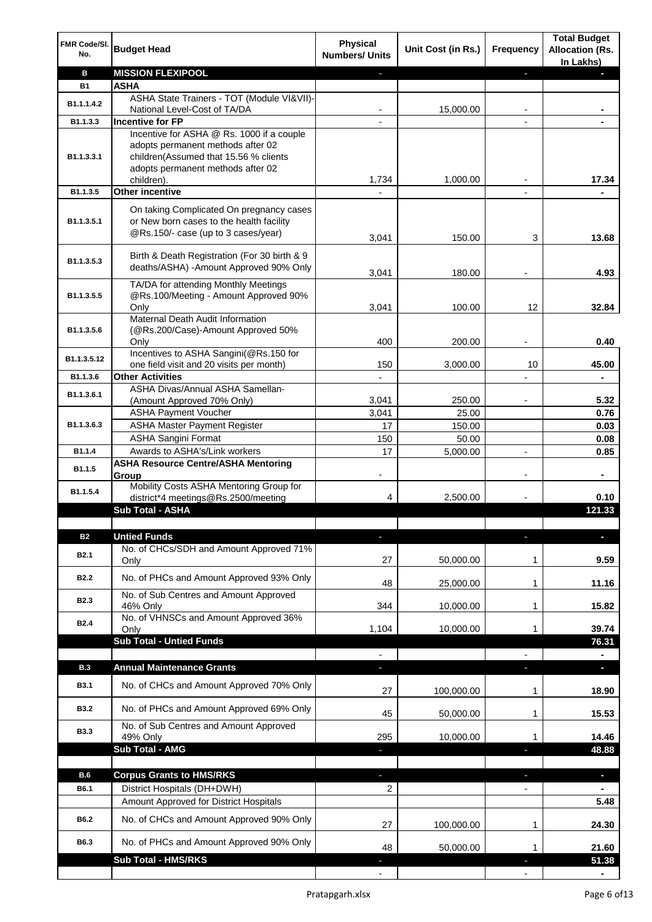| FMR Code/Sl. No. | Budget Head | Physical Numbers/ Units | Unit Cost (in Rs.) | Frequency | Total Budget Allocation (Rs. In Lakhs) |
|---|---|---|---|---|---|
| **B** | **MISSION FLEXIPOOL** | - | | - | - |
| **B1** | **ASHA** | | | | |
| B1.1.1.4.2 | ASHA State Trainers - TOT (Module VI&VII)-National Level-Cost of TA/DA | - | 15,000.00 | - | - |
| B1.1.3.3 | **Incentive for FP** | - | | - | - |
| B1.1.3.3.1 | Incentive for ASHA @ Rs. 1000 if a couple adopts permanent methods after 02 children(Assumed that 15.56 % clients adopts permanent methods after 02 children). | 1,734 | 1,000.00 | - | 17.34 |
| B1.1.3.5 | **Other incentive** | - | | - | - |
| B1.1.3.5.1 | On taking Complicated On pregnancy cases or New born cases to the health facility @Rs.150/- case (up to 3 cases/year) | 3,041 | 150.00 | 3 | 13.68 |
| B1.1.3.5.3 | Birth & Death Registration (For 30 birth & 9 deaths/ASHA) -Amount Approved 90% Only | 3,041 | 180.00 | - | 4.93 |
| B1.1.3.5.5 | TA/DA for attending Monthly Meetings @Rs.100/Meeting - Amount Approved 90% Only | 3,041 | 100.00 | 12 | 32.84 |
| B1.1.3.5.6 | Maternal Death Audit Information (@Rs.200/Case)-Amount Approved 50% Only | 400 | 200.00 | - | 0.40 |
| B1.1.3.5.12 | Incentives to ASHA Sangini(@Rs.150 for one field visit and 20 visits per month) | 150 | 3,000.00 | 10 | 45.00 |
| B1.1.3.6 | **Other Activities** | - | | - | - |
| B1.1.3.6.1 | ASHA Divas/Annual ASHA Samellan-(Amount Approved 70% Only) | 3,041 | 250.00 | - | 5.32 |
| B1.1.3.6.3 | ASHA Payment Voucher | 3,041 | 25.00 | | 0.76 |
| | ASHA Master Payment Register | 17 | 150.00 | | 0.03 |
| | ASHA Sangini Format | 150 | 50.00 | | 0.08 |
| B1.1.4 | Awards to ASHA's/Link workers | 17 | 5,000.00 | - | 0.85 |
| B1.1.5 | **ASHA Resource Centre/ASHA Mentoring Group** | - | | - | - |
| B1.1.5.4 | Mobility Costs ASHA Mentoring Group for district*4 meetings@Rs.2500/meeting | 4 | 2,500.00 | - | 0.10 |
| | **Sub Total - ASHA** | | | | **121.33** |
| | | | | | |
| **B2** | **Untied Funds** | - | | - | - |
| B2.1 | No. of CHCs/SDH and Amount Approved 71% Only | 27 | 50,000.00 | 1 | 9.59 |
| B2.2 | No. of PHCs and Amount Approved 93% Only | 48 | 25,000.00 | 1 | 11.16 |
| B2.3 | No. of Sub Centres and Amount Approved 46% Only | 344 | 10,000.00 | 1 | 15.82 |
| B2.4 | No. of VHNSCs and Amount Approved 36% Only | 1,104 | 10,000.00 | 1 | 39.74 |
| | **Sub Total - Untied Funds** | | | | **76.31** |
| | | - | | - | - |
| **B.3** | **Annual Maintenance Grants** | - | | - | - |
| B3.1 | No. of CHCs and Amount Approved 70% Only | 27 | 100,000.00 | 1 | 18.90 |
| B3.2 | No. of PHCs and Amount Approved 69% Only | 45 | 50,000.00 | 1 | 15.53 |
| B3.3 | No. of Sub Centres and Amount Approved 49% Only | 295 | 10,000.00 | 1 | 14.46 |
| | **Sub Total - AMG** | - | | - | **48.88** |
| | | | | | |
| **B.6** | **Corpus Grants to HMS/RKS** | - | | - | - |
| B6.1 | District Hospitals (DH+DWH) | 2 | | - | - |
| | Amount Approved for District Hospitals | | | | 5.48 |
| B6.2 | No. of CHCs and Amount Approved 90% Only | 27 | 100,000.00 | 1 | 24.30 |
| B6.3 | No. of PHCs and Amount Approved 90% Only | 48 | 50,000.00 | 1 | 21.60 |
| | **Sub Total - HMS/RKS** | - | | - | **51.38** |
| | | - | | - | - |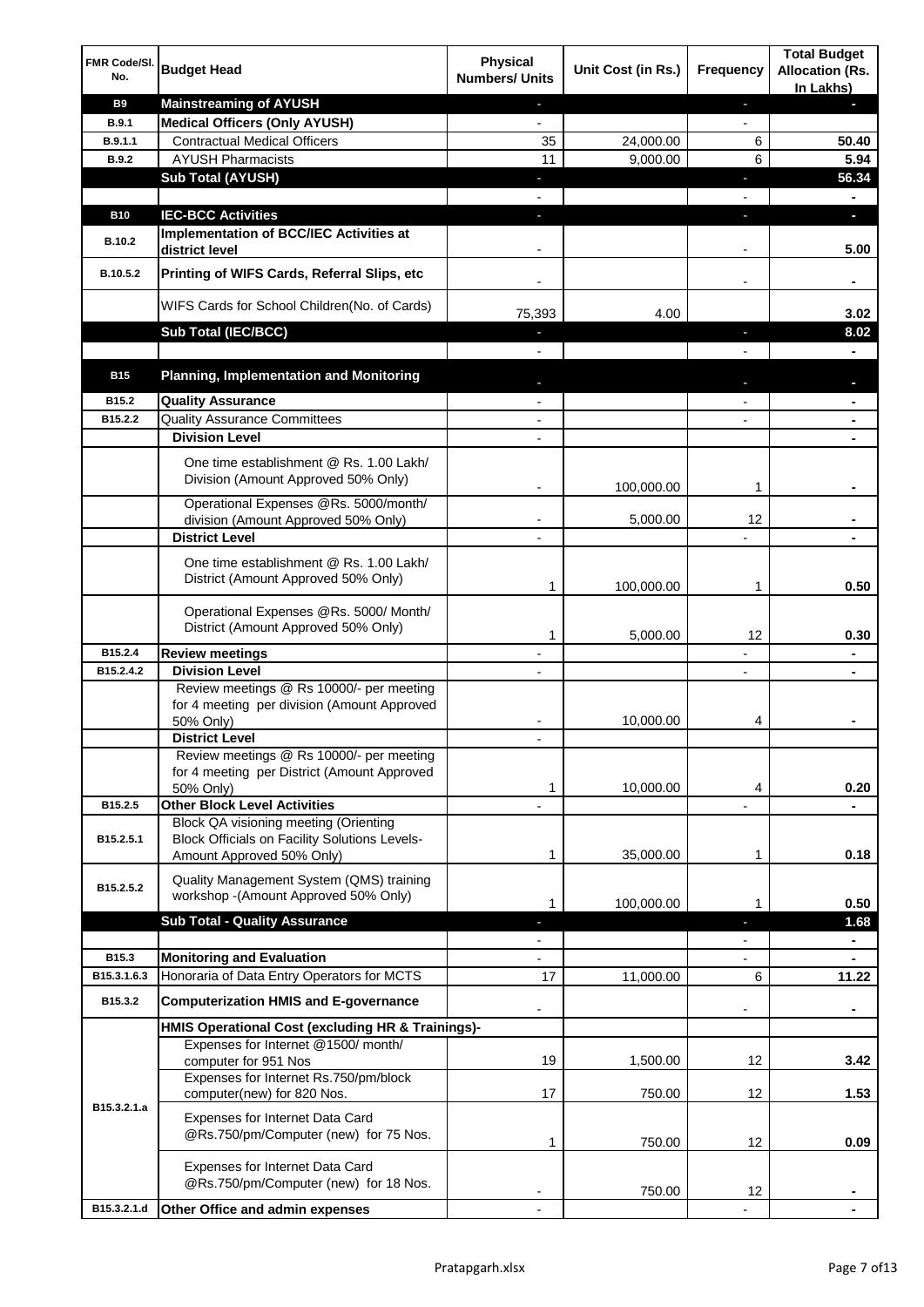| FMR Code/Sl. No. | Budget Head | Physical Numbers/ Units | Unit Cost (in Rs.) | Frequency | Total Budget Allocation (Rs. In Lakhs) |
|---|---|---|---|---|---|
| **B9** | **Mainstreaming of AYUSH** | - | | - | - |
| **B.9.1** | **Medical Officers (Only AYUSH)** | - | | - | |
| **B.9.1.1** | Contractual Medical Officers | 35 | 24,000.00 | 6 | **50.40** |
| **B.9.2** | AYUSH Pharmacists | 11 | 9,000.00 | 6 | **5.94** |
| | **Sub Total (AYUSH)** | - | | - | **56.34** |
| | | - | | - | - |
| **B10** | **IEC-BCC Activities** | - | | - | - |
| **B.10.2** | **Implementation of BCC/IEC Activities at district level** | - | | - | **5.00** |
| **B.10.5.2** | **Printing of WIFS Cards, Referral Slips, etc** | - | | - | - |
| | WIFS Cards for School Children(No. of Cards) | 75,393 | 4.00 | | **3.02** |
| | **Sub Total (IEC/BCC)** | - | | - | **8.02** |
| | | - | | - | - |
| **B15** | **Planning, Implementation and Monitoring** | - | | - | - |
| **B15.2** | **Quality Assurance** | - | | - | - |
| **B15.2.2** | Quality Assurance Committees | - | | - | - |
| | **Division Level** | - | | | - |
| | One time establishment @ Rs. 1.00 Lakh/ Division (Amount Approved 50% Only) | - | 100,000.00 | 1 | - |
| | Operational Expenses @Rs. 5000/month/ division (Amount Approved 50% Only) | - | 5,000.00 | 12 | - |
| | **District Level** | - | | - | - |
| | One time establishment @ Rs. 1.00 Lakh/ District (Amount Approved 50% Only) | 1 | 100,000.00 | 1 | **0.50** |
| | Operational Expenses @Rs. 5000/ Month/ District (Amount Approved 50% Only) | 1 | 5,000.00 | 12 | **0.30** |
| **B15.2.4** | **Review meetings** | - | | - | - |
| **B15.2.4.2** | **Division Level** | - | | - | - |
| | Review meetings @ Rs 10000/- per meeting for 4 meeting per division (Amount Approved 50% Only) | - | 10,000.00 | 4 | - |
| | **District Level** | - | | | |
| | Review meetings @ Rs 10000/- per meeting for 4 meeting per District (Amount Approved 50% Only) | 1 | 10,000.00 | 4 | **0.20** |
| **B15.2.5** | **Other Block Level Activities** | - | | - | - |
| **B15.2.5.1** | Block QA visioning meeting (Orienting Block Officials on Facility Solutions Levels-Amount Approved 50% Only) | 1 | 35,000.00 | 1 | **0.18** |
| **B15.2.5.2** | Quality Management System (QMS) training workshop -(Amount Approved 50% Only) | 1 | 100,000.00 | 1 | **0.50** |
| | **Sub Total - Quality Assurance** | - | | - | **1.68** |
| | | - | | - | - |
| **B15.3** | **Monitoring and Evaluation** | - | | - | - |
| **B15.3.1.6.3** | Honoraria of Data Entry Operators for MCTS | 17 | 11,000.00 | 6 | **11.22** |
| **B15.3.2** | **Computerization HMIS and E-governance** | - | | - | - |
| | **HMIS Operational Cost (excluding HR & Trainings)-** | | | | |
| **B15.3.2.1.a** | Expenses for Internet @1500/ month/ computer for 951 Nos | 19 | 1,500.00 | 12 | **3.42** |
| | Expenses for Internet Rs.750/pm/block computer(new) for 820 Nos. | 17 | 750.00 | 12 | **1.53** |
| | Expenses for Internet Data Card @Rs.750/pm/Computer (new) for 75 Nos. | 1 | 750.00 | 12 | **0.09** |
| | Expenses for Internet Data Card @Rs.750/pm/Computer (new) for 18 Nos. | - | 750.00 | 12 | - |
| **B15.3.2.1.d** | **Other Office and admin expenses** | - | | - | - |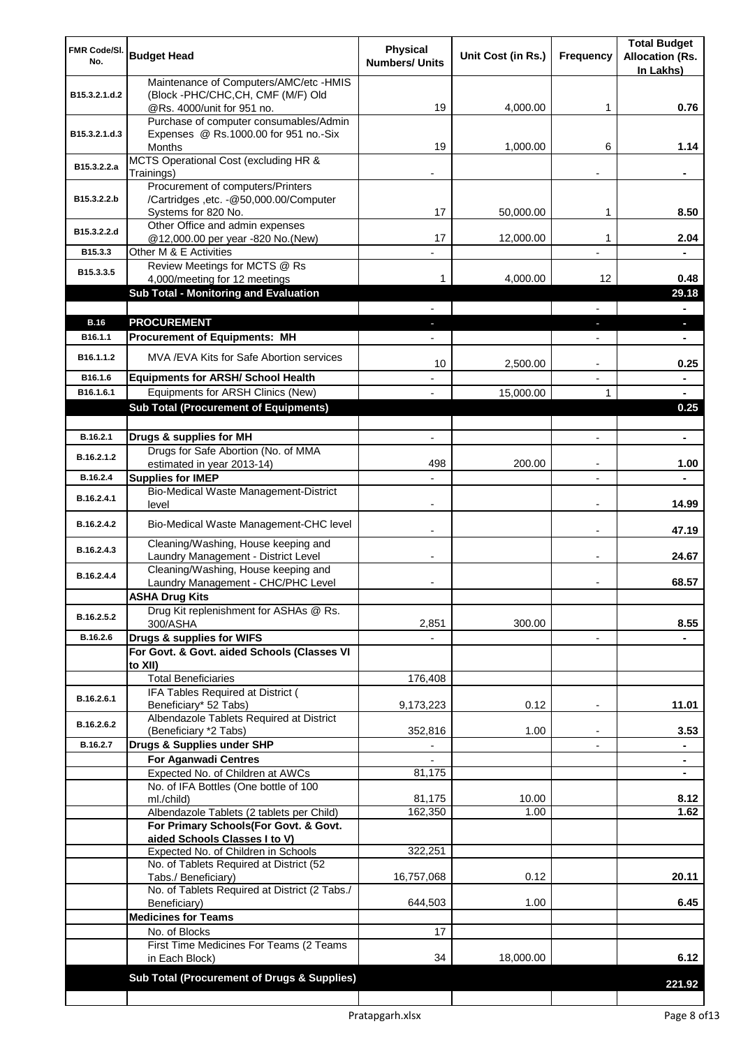| FMR Code/Sl. No. | Budget Head | Physical Numbers/ Units | Unit Cost (in Rs.) | Frequency | Total Budget Allocation (Rs. In Lakhs) |
|---|---|---|---|---|---|
| B15.3.2.1.d.2 | Maintenance of Computers/AMC/etc -HMIS (Block -PHC/CHC,CH, CMF (M/F) Old @Rs. 4000/unit for 951 no. | 19 | 4,000.00 | 1 | 0.76 |
| B15.3.2.1.d.3 | Purchase of computer consumables/Admin Expenses @ Rs.1000.00 for 951 no.-Six Months | 19 | 1,000.00 | 6 | 1.14 |
| B15.3.2.2.a | MCTS Operational Cost (excluding HR & Trainings) | - | | - | - |
| B15.3.2.2.b | Procurement of computers/Printers /Cartridges ,etc. -@50,000.00/Computer Systems for 820 No. | 17 | 50,000.00 | 1 | 8.50 |
| B15.3.2.2.d | Other Office and admin expenses @12,000.00 per year -820 No.(New) | 17 | 12,000.00 | 1 | 2.04 |
| B15.3.3 | Other M & E Activities | - | | - | - |
| B15.3.3.5 | Review Meetings for MCTS @ Rs 4,000/meeting for 12 meetings | 1 | 4,000.00 | 12 | 0.48 |
| | **Sub Total - Monitoring and Evaluation** | | | | **29.18** |
| | | - | | - | - |
| **B.16** | **PROCUREMENT** | - | | - | - |
| B16.1.1 | **Procurement of Equipments: MH** | - | | - | - |
| B16.1.1.2 | MVA /EVA Kits for Safe Abortion services | 10 | 2,500.00 | - | 0.25 |
| B16.1.6 | **Equipments for ARSH/ School Health** | - | | - | - |
| B16.1.6.1 | Equipments for ARSH Clinics (New) | - | 15,000.00 | 1 | - |
| | **Sub Total (Procurement of Equipments)** | | | | **0.25** |
| | | | | | |
| B.16.2.1 | **Drugs & supplies for MH** | - | | - | - |
| B.16.2.1.2 | Drugs for Safe Abortion (No. of MMA estimated in year 2013-14) | 498 | 200.00 | - | 1.00 |
| B.16.2.4 | **Supplies for IMEP** | - | | - | - |
| B.16.2.4.1 | Bio-Medical Waste Management-District level | - | | - | 14.99 |
| B.16.2.4.2 | Bio-Medical Waste Management-CHC level | - | | - | 47.19 |
| B.16.2.4.3 | Cleaning/Washing, House keeping and Laundry Management - District Level | - | | - | 24.67 |
| B.16.2.4.4 | Cleaning/Washing, House keeping and Laundry Management - CHC/PHC Level | - | | - | 68.57 |
| | **ASHA Drug Kits** | | | | |
| B.16.2.5.2 | Drug Kit replenishment for ASHAs @ Rs. 300/ASHA | 2,851 | 300.00 | | 8.55 |
| B.16.2.6 | **Drugs & supplies for WIFS** | - | | - | - |
| | **For Govt. & Govt. aided Schools (Classes VI to XII)** | | | | |
| | Total Beneficiaries | 176,408 | | | |
| B.16.2.6.1 | IFA Tables Required at District ( Beneficiary* 52 Tabs) | 9,173,223 | 0.12 | - | 11.01 |
| B.16.2.6.2 | Albendazole Tablets Required at District (Beneficiary *2 Tabs) | 352,816 | 1.00 | - | 3.53 |
| B.16.2.7 | **Drugs & Supplies under SHP** | - | | - | - |
| | **For Aganwadi Centres** | - | | | - |
| | Expected No. of Children at AWCs | 81,175 | | | - |
| | No. of IFA Bottles (One bottle of 100 ml./child) | 81,175 | 10.00 | | 8.12 |
| | Albendazole Tablets (2 tablets per Child) | 162,350 | 1.00 | | 1.62 |
| | **For Primary Schools(For Govt. & Govt. aided Schools Classes I to V)** | | | | |
| | Expected No. of Children in Schools | 322,251 | | | |
| | No. of Tablets Required at District (52 Tabs./ Beneficiary) | 16,757,068 | 0.12 | | 20.11 |
| | No. of Tablets Required at District (2 Tabs./ Beneficiary) | 644,503 | 1.00 | | 6.45 |
| | **Medicines for Teams** | | | | |
| | No. of Blocks | 17 | | | |
| | First Time Medicines For Teams (2 Teams in Each Block) | 34 | 18,000.00 | | 6.12 |
| | **Sub Total (Procurement of Drugs & Supplies)** | | | | **221.92** |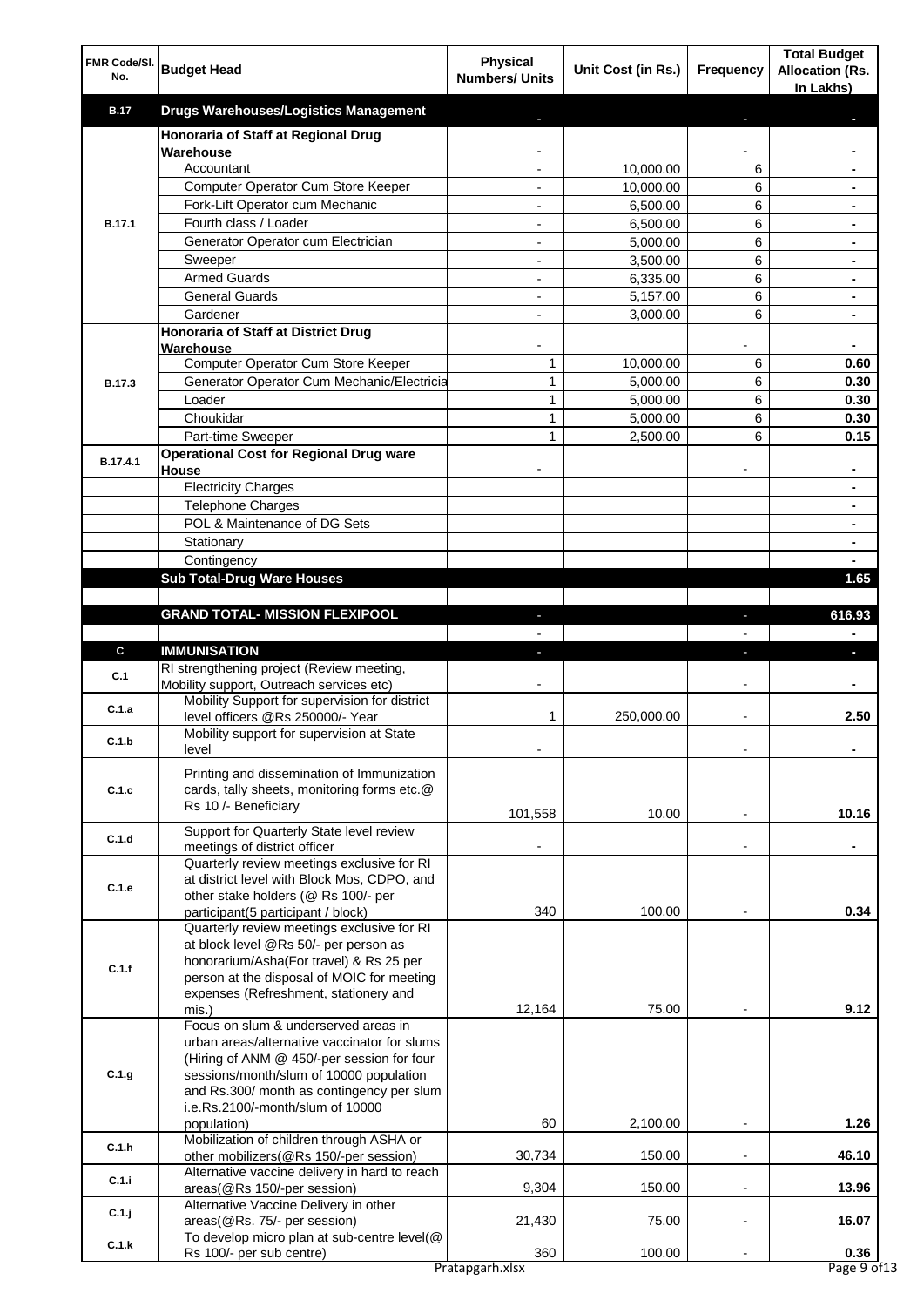| FMR Code/Sl. No. | Budget Head | Physical Numbers/ Units | Unit Cost (in Rs.) | Frequency | Total Budget Allocation (Rs. In Lakhs) |
|---|---|---|---|---|---|
| **B.17** | **Drugs Warehouses/Logistics Management** | - | | - | - |
| B.17.1 | **Honoraria of Staff at Regional Drug Warehouse** | - | | - | - |
| | Accountant | - | 10,000.00 | 6 | - |
| | Computer Operator Cum Store Keeper | - | 10,000.00 | 6 | - |
| | Fork-Lift Operator cum Mechanic | - | 6,500.00 | 6 | - |
| | Fourth class / Loader | - | 6,500.00 | 6 | - |
| | Generator Operator cum Electrician | - | 5,000.00 | 6 | - |
| | Sweeper | - | 3,500.00 | 6 | - |
| | Armed Guards | - | 6,335.00 | 6 | - |
| | General Guards | - | 5,157.00 | 6 | - |
| | Gardener | - | 3,000.00 | 6 | - |
| B.17.3 | **Honoraria of Staff at District Drug Warehouse** | - | | - | - |
| | Computer Operator Cum Store Keeper | 1 | 10,000.00 | 6 | 0.60 |
| | Generator Operator Cum Mechanic/Electricia | 1 | 5,000.00 | 6 | 0.30 |
| | Loader | 1 | 5,000.00 | 6 | 0.30 |
| | Choukidar | 1 | 5,000.00 | 6 | 0.30 |
| | Part-time Sweeper | 1 | 2,500.00 | 6 | 0.15 |
| B.17.4.1 | **Operational Cost for Regional Drug ware House** | - | | - | - |
| | Electricity Charges | | | | - |
| | Telephone Charges | | | | - |
| | POL & Maintenance of DG Sets | | | | - |
| | Stationary | | | | - |
| | Contingency | | | | - |
| | **Sub Total-Drug Ware Houses** | | | | **1.65** |
| | | | | | |
| | **GRAND TOTAL- MISSION FLEXIPOOL** | - | | - | **616.93** |
| | | - | | - | - |
| **C** | **IMMUNISATION** | - | | - | - |
| C.1 | RI strengthening project (Review meeting, Mobility support, Outreach services etc) | - | | - | - |
| C.1.a | Mobility Support for supervision for district level officers @Rs 250000/- Year | 1 | 250,000.00 | - | 2.50 |
| C.1.b | Mobility support for supervision at State level | - | | - | - |
| C.1.c | Printing and dissemination of Immunization cards, tally sheets, monitoring forms etc.@ Rs 10 /- Beneficiary | 101,558 | 10.00 | - | 10.16 |
| C.1.d | Support for Quarterly State level review meetings of district officer | - | | - | - |
| C.1.e | Quarterly review meetings exclusive for RI at district level with Block Mos, CDPO, and other stake holders (@ Rs 100/- per participant(5 participant / block) | 340 | 100.00 | - | 0.34 |
| C.1.f | Quarterly review meetings exclusive for RI at block level @Rs 50/- per person as honorarium/Asha(For travel) & Rs 25 per person at the disposal of MOIC for meeting expenses (Refreshment, stationery and mis.) | 12,164 | 75.00 | - | 9.12 |
| C.1.g | Focus on slum & underserved areas in urban areas/alternative vaccinator for slums (Hiring of ANM @ 450/-per session for four sessions/month/slum of 10000 population and Rs.300/ month as contingency per slum i.e.Rs.2100/-month/slum of 10000 population) | 60 | 2,100.00 | - | 1.26 |
| C.1.h | Mobilization of children through ASHA or other mobilizers(@Rs 150/-per session) | 30,734 | 150.00 | - | 46.10 |
| C.1.i | Alternative vaccine delivery in hard to reach areas(@Rs 150/-per session) | 9,304 | 150.00 | - | 13.96 |
| C.1.j | Alternative Vaccine Delivery in other areas(@Rs. 75/- per session) | 21,430 | 75.00 | - | 16.07 |
| C.1.k | To develop micro plan at sub-centre level(@ Rs 100/- per sub centre) | 360 | 100.00 | - | 0.36 |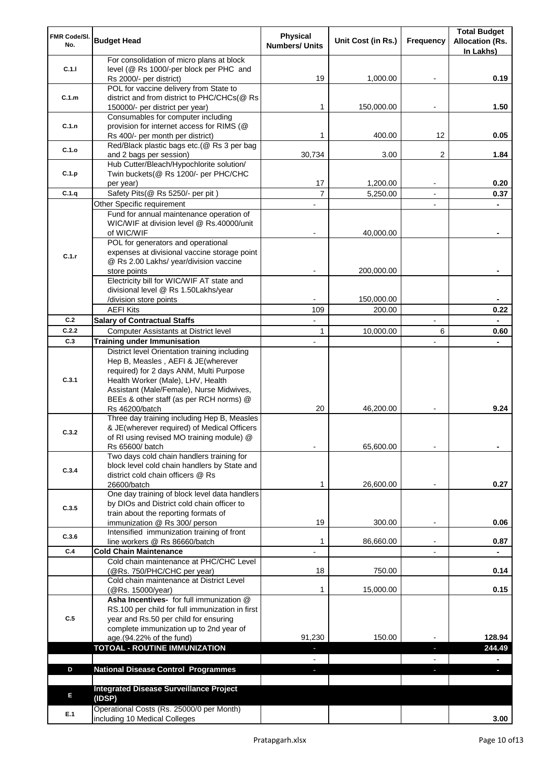| FMR Code/Sl. No. | Budget Head | Physical Numbers/ Units | Unit Cost (in Rs.) | Frequency | Total Budget Allocation (Rs. In Lakhs) |
|---|---|---|---|---|---|
| C.1.l | For consolidation of micro plans at block level (@ Rs 1000/-per block per PHC and Rs 2000/- per district) | 19 | 1,000.00 | - | 0.19 |
| C.1.m | POL for vaccine delivery from State to district and from district to PHC/CHCs(@ Rs 150000/- per district per year) | 1 | 150,000.00 | - | 1.50 |
| C.1.n | Consumables for computer including provision for internet access for RIMS (@ Rs 400/- per month per district) | 1 | 400.00 | 12 | 0.05 |
| C.1.o | Red/Black plastic bags etc.(@ Rs 3 per bag and 2 bags per session) | 30,734 | 3.00 | 2 | 1.84 |
| C.1.p | Hub Cutter/Bleach/Hypochlorite solution/ Twin buckets(@ Rs 1200/- per PHC/CHC per year) | 17 | 1,200.00 | - | 0.20 |
| C.1.q | Safety Pits(@ Rs 5250/- per pit ) | 7 | 5,250.00 | - | 0.37 |
| C.1.r | Other Specific requirement | - | | - | - |
| | Fund for annual maintenance operation of WIC/WIF at division level @ Rs.40000/unit of WIC/WIF | - | 40,000.00 | | - |
| | POL for generators and operational expenses at divisional vaccine storage point @ Rs 2.00 Lakhs/ year/division vaccine store points | - | 200,000.00 | | - |
| | Electricity bill for WIC/WIF AT state and divisional level @ Rs 1.50Lakhs/year /division store points | - | 150,000.00 | | - |
| | AEFI Kits | 109 | 200.00 | | 0.22 |
| C.2 | **Salary of Contractual Staffs** | - | | - | - |
| C.2.2 | Computer Assistants at District level | 1 | 10,000.00 | 6 | 0.60 |
| C.3 | **Training under Immunisation** | - | | - | - |
| C.3.1 | District level Orientation training including Hep B, Measles , AEFI & JE(wherever required) for 2 days ANM, Multi Purpose Health Worker (Male), LHV, Health Assistant (Male/Female), Nurse Midwives, BEEs & other staff (as per RCH norms) @ Rs 46200/batch | 20 | 46,200.00 | - | 9.24 |
| C.3.2 | Three day training including Hep B, Measles & JE(wherever required) of Medical Officers of RI using revised MO training module) @ Rs 65600/ batch | - | 65,600.00 | - | - |
| C.3.4 | Two days cold chain handlers training for block level cold chain handlers by State and district cold chain officers @ Rs 26600/batch | 1 | 26,600.00 | - | 0.27 |
| C.3.5 | One day training of block level data handlers by DIOs and District cold chain officer to train about the reporting formats of immunization @ Rs 300/ person | 19 | 300.00 | - | 0.06 |
| C.3.6 | Intensified immunization training of front line workers @ Rs 86660/batch | 1 | 86,660.00 | - | 0.87 |
| C.4 | **Cold Chain Maintenance** | - | | - | - |
| | Cold chain maintenance at PHC/CHC Level (@Rs. 750/PHC/CHC per year) | 18 | 750.00 | | 0.14 |
| | Cold chain maintenance at District Level (@Rs. 15000/year) | 1 | 15,000.00 | | 0.15 |
| C.5 | **Asha Incentives-** for full immunization @ RS.100 per child for full immunization in first year and Rs.50 per child for ensuring complete immunization up to 2nd year of age.(94.22% of the fund) | 91,230 | 150.00 | - | 128.94 |
| | **TOTOAL - ROUTINE IMMUNIZATION** | - | | - | **244.49** |
| | | - | | - | - |
| D | **National Disease Control Programmes** | - | | - | - |
| | | | | | |
| E | **Integrated Disease Surveillance Project (IDSP)** | | | | |
| E.1 | Operational Costs (Rs. 25000/0 per Month) including 10 Medical Colleges | | | | 3.00 |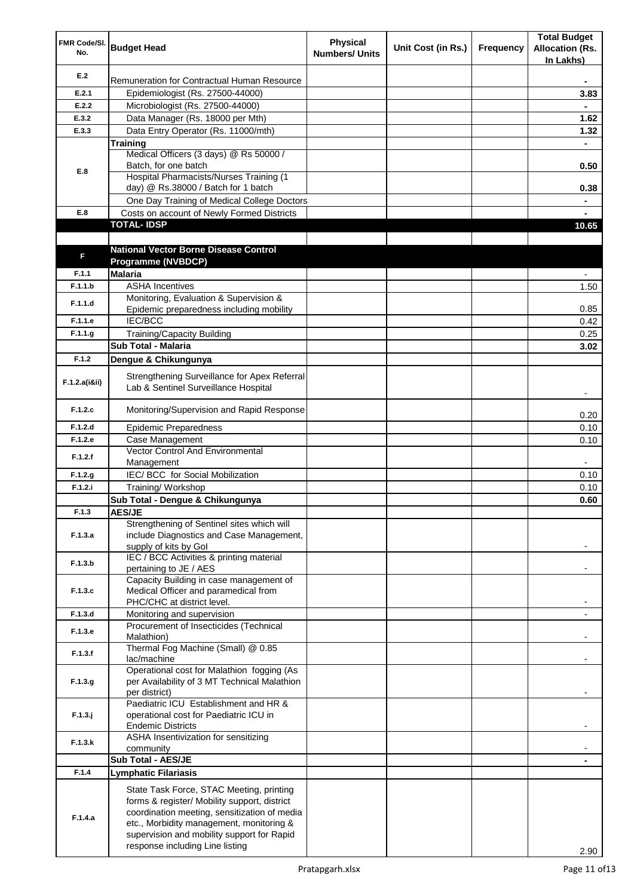| FMR Code/Sl. No. | Budget Head | Physical Numbers/ Units | Unit Cost (in Rs.) | Frequency | Total Budget Allocation (Rs. In Lakhs) |
|---|---|---|---|---|---|
| E.2 | Remuneration for Contractual Human Resource | | | | - |
| E.2.1 | Epidemiologist (Rs. 27500-44000) | | | | 3.83 |
| E.2.2 | Microbiologist (Rs. 27500-44000) | | | | - |
| E.3.2 | Data Manager (Rs. 18000 per Mth) | | | | 1.62 |
| E.3.3 | Data Entry Operator (Rs. 11000/mth) | | | | 1.32 |
| E.8 | **Training** | | | | - |
| | Medical Officers (3 days) @ Rs 50000 / Batch, for one batch | | | | 0.50 |
| | Hospital Pharmacists/Nurses Training (1 day) @ Rs.38000 / Batch for 1 batch | | | | 0.38 |
| | One Day Training of Medical College Doctors | | | | - |
| E.8 | Costs on account of Newly Formed Districts | | | | - |
| | **TOTAL- IDSP** | | | | **10.65** |
| | | | | | |
| F | **National Vector Borne Disease Control Programme (NVBDCP)** | | | | |
| F.1.1 | **Malaria** | | | | - |
| F.1.1.b | ASHA Incentives | | | | 1.50 |
| F.1.1.d | Monitoring, Evaluation & Supervision & Epidemic preparedness including mobility | | | | 0.85 |
| F.1.1.e | IEC/BCC | | | | 0.42 |
| F.1.1.g | Training/Capacity Building | | | | 0.25 |
| | **Sub Total - Malaria** | | | | **3.02** |
| F.1.2 | **Dengue & Chikungunya** | | | | |
| F.1.2.a(i&ii) | Strengthening Surveillance for Apex Referral Lab & Sentinel Surveillance Hospital | | | | - |
| F.1.2.c | Monitoring/Supervision and Rapid Response | | | | 0.20 |
| F.1.2.d | Epidemic Preparedness | | | | 0.10 |
| F.1.2.e | Case Management | | | | 0.10 |
| F.1.2.f | Vector Control And Environmental Management | | | | - |
| F.1.2.g | IEC/ BCC for Social Mobilization | | | | 0.10 |
| F.1.2.i | Training/ Workshop | | | | 0.10 |
| | **Sub Total - Dengue & Chikungunya** | | | | **0.60** |
| F.1.3 | **AES/JE** | | | | |
| F.1.3.a | Strengthening of Sentinel sites which will include Diagnostics and Case Management, supply of kits by GoI | | | | - |
| F.1.3.b | IEC / BCC Activities & printing material pertaining to JE / AES | | | | - |
| F.1.3.c | Capacity Building in case management of Medical Officer and paramedical from PHC/CHC at district level. | | | | - |
| F.1.3.d | Monitoring and supervision | | | | - |
| F.1.3.e | Procurement of Insecticides (Technical Malathion) | | | | - |
| F.1.3.f | Thermal Fog Machine (Small) @ 0.85 lac/machine | | | | - |
| F.1.3.g | Operational cost for Malathion fogging (As per Availability of 3 MT Technical Malathion per district) | | | | - |
| F.1.3.j | Paediatric ICU Establishment and HR & operational cost for Paediatric ICU in Endemic Districts | | | | - |
| F.1.3.k | ASHA Insentivization for sensitizing community | | | | - |
| | **Sub Total - AES/JE** | | | | - |
| F.1.4 | **Lymphatic Filariasis** | | | | |
| F.1.4.a | State Task Force, STAC Meeting, printing forms & register/ Mobility support, district coordination meeting, sensitization of media etc., Morbidity management, monitoring & supervision and mobility support for Rapid response including Line listing | | | | 2.90 |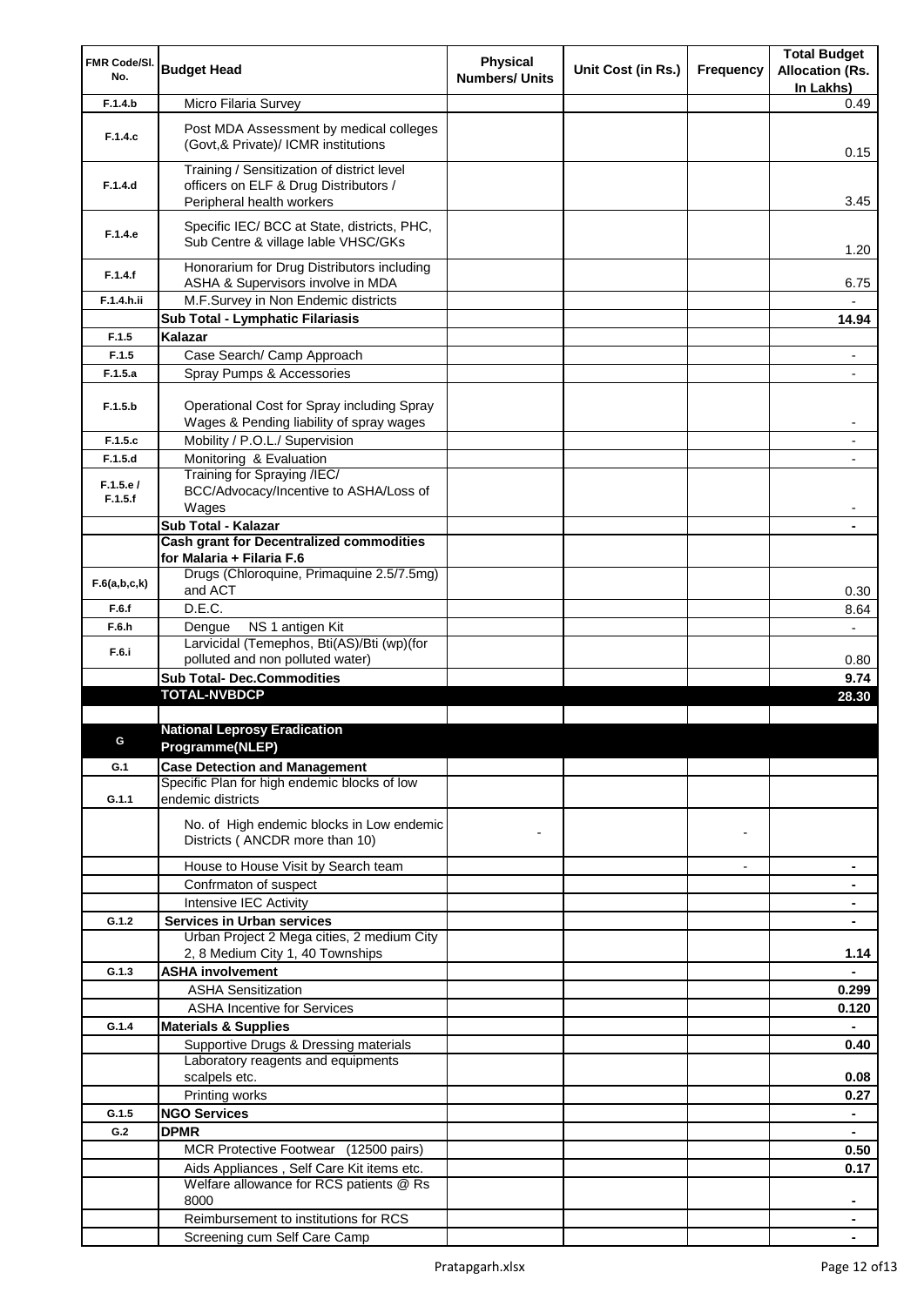| FMR Code/Sl. No. | Budget Head | Physical Numbers/ Units | Unit Cost (in Rs.) | Frequency | Total Budget Allocation (Rs. In Lakhs) |
|---|---|---|---|---|---|
| F.1.4.b | Micro Filaria Survey | | | | 0.49 |
| F.1.4.c | Post MDA Assessment by medical colleges (Govt,& Private)/ ICMR institutions | | | | 0.15 |
| F.1.4.d | Training / Sensitization of district level officers on ELF & Drug Distributors / Peripheral health workers | | | | 3.45 |
| F.1.4.e | Specific IEC/ BCC at State, districts, PHC, Sub Centre & village lable VHSC/GKs | | | | 1.20 |
| F.1.4.f | Honorarium for Drug Distributors including ASHA & Supervisors involve in MDA | | | | 6.75 |
| F.1.4.h.ii | M.F.Survey in Non Endemic districts | | | | - |
| | **Sub Total - Lymphatic Filariasis** | | | | **14.94** |
| F.1.5 | **Kalazar** | | | | |
| F.1.5 | Case Search/ Camp Approach | | | | - |
| F.1.5.a | Spray Pumps & Accessories | | | | - |
| F.1.5.b | Operational Cost for Spray including Spray Wages & Pending liability of spray wages | | | | - |
| F.1.5.c | Mobility / P.O.L./ Supervision | | | | - |
| F.1.5.d | Monitoring & Evaluation | | | | - |
| F.1.5.e / F.1.5.f | Training for Spraying /IEC/ BCC/Advocacy/Incentive to ASHA/Loss of Wages | | | | - |
| | **Sub Total - Kalazar** | | | | **-** |
| | **Cash grant for Decentralized commodities for Malaria + Filaria F.6** | | | | |
| F.6(a,b,c,k) | Drugs (Chloroquine, Primaquine 2.5/7.5mg) and ACT | | | | 0.30 |
| F.6.f | D.E.C. | | | | 8.64 |
| F.6.h | Dengue NS 1 antigen Kit | | | | - |
| F.6.i | Larvicidal (Temephos, Bti(AS)/Bti (wp)(for polluted and non polluted water) | | | | 0.80 |
| | **Sub Total- Dec.Commodities** | | | | **9.74** |
| | **TOTAL-NVBDCP** | | | | **28.30** |
| | | | | | |
| G | **National Leprosy Eradication Programme(NLEP)** | | | | |
| G.1 | **Case Detection and Management** | | | | |
| G.1.1 | Specific Plan for high endemic blocks of low endemic districts | | | | |
| | No. of High endemic blocks in Low endemic Districts ( ANCDR more than 10) | - | | - | |
| | House to House Visit by Search team | | | - | **-** |
| | Confrmaton of suspect | | | | **-** |
| | Intensive IEC Activity | | | | **-** |
| G.1.2 | **Services in Urban services** | | | | **-** |
| | Urban Project 2 Mega cities, 2 medium City 2, 8 Medium City 1, 40 Townships | | | | **1.14** |
| G.1.3 | **ASHA involvement** | | | | **-** |
| | ASHA Sensitization | | | | **0.299** |
| | ASHA Incentive for Services | | | | **0.120** |
| G.1.4 | **Materials & Supplies** | | | | **-** |
| | Supportive Drugs & Dressing materials | | | | **0.40** |
| | Laboratory reagents and equipments scalpels etc. | | | | **0.08** |
| | Printing works | | | | **0.27** |
| G.1.5 | **NGO Services** | | | | **-** |
| G.2 | **DPMR** | | | | **-** |
| | MCR Protective Footwear (12500 pairs) | | | | **0.50** |
| | Aids Appliances , Self Care Kit items etc. | | | | **0.17** |
| | Welfare allowance for RCS patients @ Rs 8000 | | | | **-** |
| | Reimbursement to institutions for RCS | | | | **-** |
| | Screening cum Self Care Camp | | | | **-** |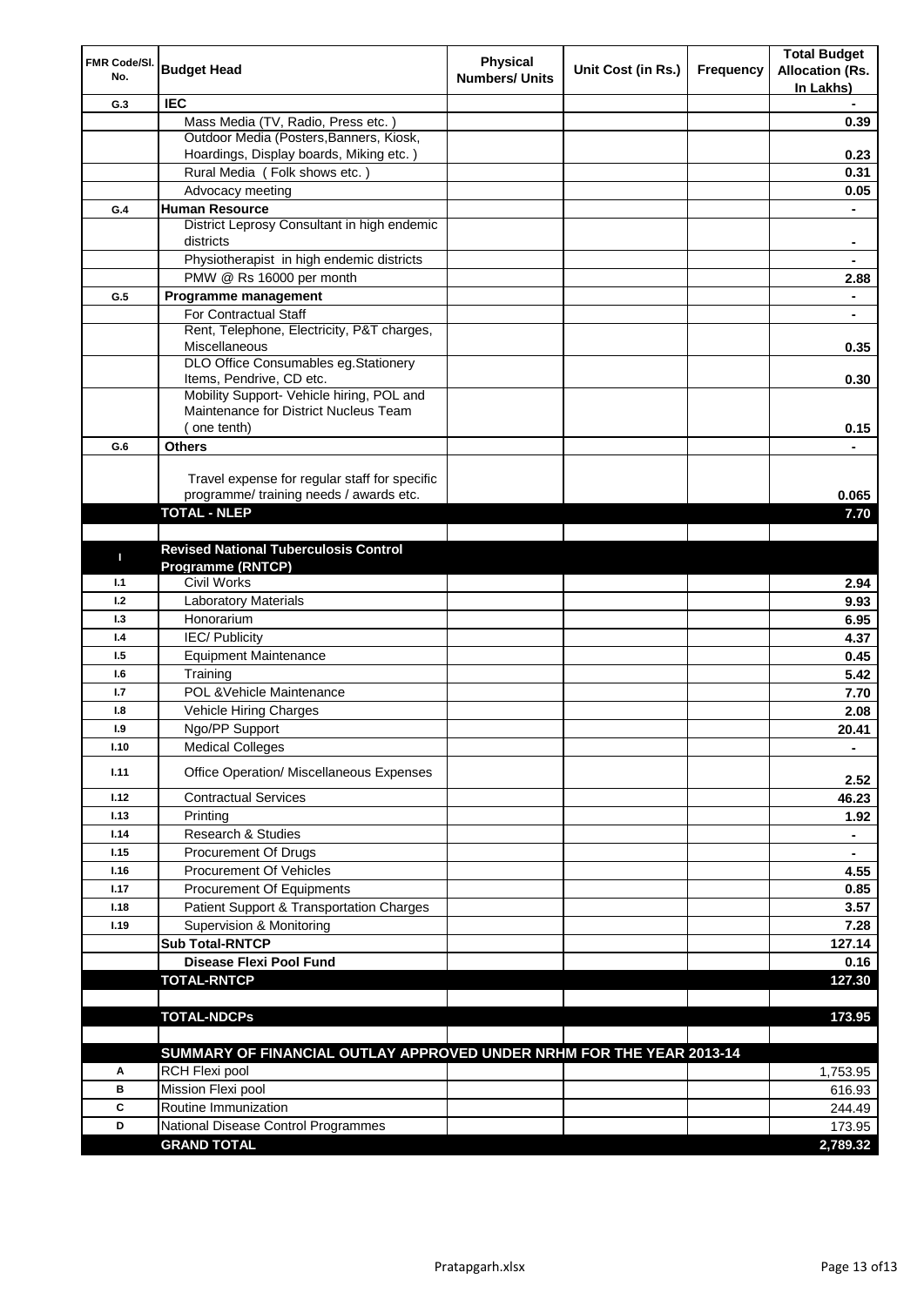| FMR Code/Sl. No. | Budget Head | Physical Numbers/ Units | Unit Cost (in Rs.) | Frequency | Total Budget Allocation (Rs. In Lakhs) |
|---|---|---|---|---|---|
| G.3 | **IEC** | | | | - |
| | Mass Media (TV, Radio, Press etc. ) | | | | 0.39 |
| | Outdoor Media (Posters,Banners, Kiosk, Hoardings, Display boards, Miking etc. ) | | | | 0.23 |
| | Rural Media ( Folk shows etc. ) | | | | 0.31 |
| | Advocacy meeting | | | | 0.05 |
| G.4 | **Human Resource** | | | | - |
| | District Leprosy Consultant in high endemic districts | | | | - |
| | Physiotherapist in high endemic districts | | | | - |
| | PMW @ Rs 16000 per month | | | | 2.88 |
| G.5 | **Programme management** | | | | - |
| | For Contractual Staff | | | | - |
| | Rent, Telephone, Electricity, P&T charges, Miscellaneous | | | | 0.35 |
| | DLO Office Consumables eg.Stationery Items, Pendrive, CD etc. | | | | 0.30 |
| | Mobility Support- Vehicle hiring, POL and Maintenance for District Nucleus Team ( one tenth) | | | | 0.15 |
| G.6 | **Others** | | | | - |
| | Travel expense for regular staff for specific programme/ training needs / awards etc. | | | | 0.065 |
| | **TOTAL - NLEP** | | | | **7.70** |
| | | | | | |
| I | **Revised National Tuberculosis Control Programme (RNTCP)** | | | | |
| I.1 | Civil Works | | | | 2.94 |
| I.2 | Laboratory Materials | | | | 9.93 |
| I.3 | Honorarium | | | | 6.95 |
| I.4 | IEC/ Publicity | | | | 4.37 |
| I.5 | Equipment Maintenance | | | | 0.45 |
| I.6 | Training | | | | 5.42 |
| I.7 | POL &Vehicle Maintenance | | | | 7.70 |
| I.8 | Vehicle Hiring Charges | | | | 2.08 |
| I.9 | Ngo/PP Support | | | | 20.41 |
| I.10 | Medical Colleges | | | | - |
| I.11 | Office Operation/ Miscellaneous Expenses | | | | 2.52 |
| I.12 | Contractual Services | | | | 46.23 |
| I.13 | Printing | | | | 1.92 |
| I.14 | Research & Studies | | | | - |
| I.15 | Procurement Of Drugs | | | | - |
| I.16 | Procurement Of Vehicles | | | | 4.55 |
| I.17 | Procurement Of Equipments | | | | 0.85 |
| I.18 | Patient Support & Transportation Charges | | | | 3.57 |
| I.19 | Supervision & Monitoring | | | | 7.28 |
| | **Sub Total-RNTCP** | | | | **127.14** |
| | **Disease Flexi Pool Fund** | | | | **0.16** |
| | **TOTAL-RNTCP** | | | | **127.30** |
| | | | | | |
| | **TOTAL-NDCPs** | | | | **173.95** |
| | | | | | |
| | **SUMMARY OF FINANCIAL OUTLAY APPROVED UNDER NRHM FOR THE YEAR 2013-14** | | | | |
| A | RCH Flexi pool | | | | 1,753.95 |
| B | Mission Flexi pool | | | | 616.93 |
| C | Routine Immunization | | | | 244.49 |
| D | National Disease Control Programmes | | | | 173.95 |
| | **GRAND TOTAL** | | | | **2,789.32** |

Pratapgarh.xlsx